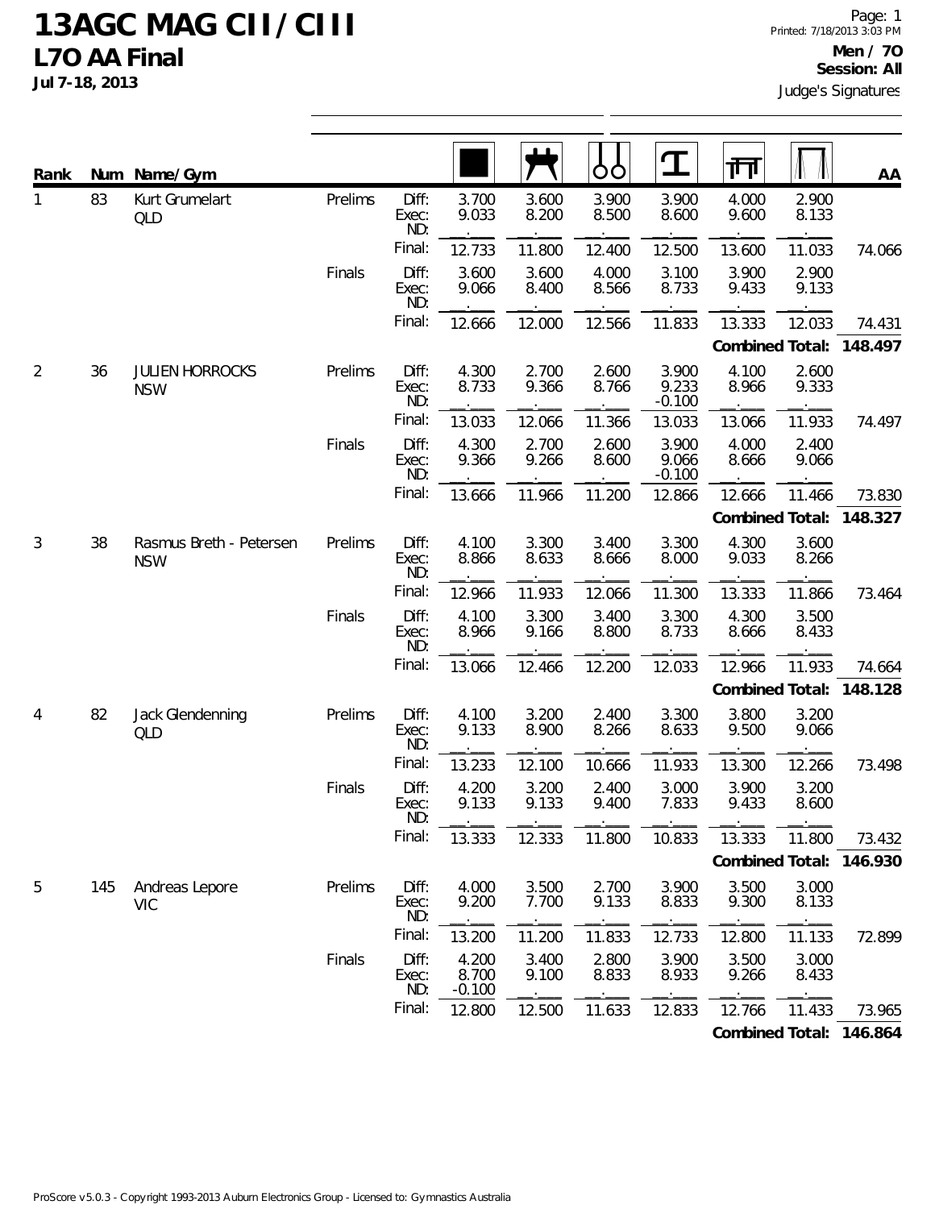# 13AGC MAG CII / CIII

## L7O AA Final

**Jul 7-18, 2013**

**Men / 7O**
**Session: All**
Judge's Signatures

| Rank | Num | Name/Gym | | | Floor | Pommel Horse | Rings | Vault | Parallel Bars | High Bar | AA |
|---|---|---|---|---|---|---|---|---|---|---|---|
| 1 | 83 | Kurt Grumelart QLD | Prelims | Diff: | 3.700 | 3.600 | 3.900 | 3.900 | 4.000 | 2.900 | |
| | | | | Exec: | 9.033 | 8.200 | 8.500 | 8.600 | 9.600 | 8.133 | |
| | | | | ND: | | | | | | | |
| | | | | Final: | 12.733 | 11.800 | 12.400 | 12.500 | 13.600 | 11.033 | 74.066 |
| | | | Finals | Diff: | 3.600 | 3.600 | 4.000 | 3.100 | 3.900 | 2.900 | |
| | | | | Exec: | 9.066 | 8.400 | 8.566 | 8.733 | 9.433 | 9.133 | |
| | | | | ND: | | | | | | | |
| | | | | Final: | 12.666 | 12.000 | 12.566 | 11.833 | 13.333 | 12.033 | 74.431 |
| | | | | | | | | | **Combined Total:** | | **148.497** |
| 2 | 36 | JULIEN HORROCKS NSW | Prelims | Diff: | 4.300 | 2.700 | 2.600 | 3.900 | 4.100 | 2.600 | |
| | | | | Exec: | 8.733 | 9.366 | 8.766 | 9.233 | 8.966 | 9.333 | |
| | | | | ND: | | | | -0.100 | | | |
| | | | | Final: | 13.033 | 12.066 | 11.366 | 13.033 | 13.066 | 11.933 | 74.497 |
| | | | Finals | Diff: | 4.300 | 2.700 | 2.600 | 3.900 | 4.000 | 2.400 | |
| | | | | Exec: | 9.366 | 9.266 | 8.600 | 9.066 | 8.666 | 9.066 | |
| | | | | ND: | | | | -0.100 | | | |
| | | | | Final: | 13.666 | 11.966 | 11.200 | 12.866 | 12.666 | 11.466 | 73.830 |
| | | | | | | | | | **Combined Total:** | | **148.327** |
| 3 | 38 | Rasmus Breth - Petersen NSW | Prelims | Diff: | 4.100 | 3.300 | 3.400 | 3.300 | 4.300 | 3.600 | |
| | | | | Exec: | 8.866 | 8.633 | 8.666 | 8.000 | 9.033 | 8.266 | |
| | | | | ND: | | | | | | | |
| | | | | Final: | 12.966 | 11.933 | 12.066 | 11.300 | 13.333 | 11.866 | 73.464 |
| | | | Finals | Diff: | 4.100 | 3.300 | 3.400 | 3.300 | 4.300 | 3.500 | |
| | | | | Exec: | 8.966 | 9.166 | 8.800 | 8.733 | 8.666 | 8.433 | |
| | | | | ND: | | | | | | | |
| | | | | Final: | 13.066 | 12.466 | 12.200 | 12.033 | 12.966 | 11.933 | 74.664 |
| | | | | | | | | | **Combined Total:** | | **148.128** |
| 4 | 82 | Jack Glendenning QLD | Prelims | Diff: | 4.100 | 3.200 | 2.400 | 3.300 | 3.800 | 3.200 | |
| | | | | Exec: | 9.133 | 8.900 | 8.266 | 8.633 | 9.500 | 9.066 | |
| | | | | ND: | | | | | | | |
| | | | | Final: | 13.233 | 12.100 | 10.666 | 11.933 | 13.300 | 12.266 | 73.498 |
| | | | Finals | Diff: | 4.200 | 3.200 | 2.400 | 3.000 | 3.900 | 3.200 | |
| | | | | Exec: | 9.133 | 9.133 | 9.400 | 7.833 | 9.433 | 8.600 | |
| | | | | ND: | | | | | | | |
| | | | | Final: | 13.333 | 12.333 | 11.800 | 10.833 | 13.333 | 11.800 | 73.432 |
| | | | | | | | | | **Combined Total:** | | **146.930** |
| 5 | 145 | Andreas Lepore VIC | Prelims | Diff: | 4.000 | 3.500 | 2.700 | 3.900 | 3.500 | 3.000 | |
| | | | | Exec: | 9.200 | 7.700 | 9.133 | 8.833 | 9.300 | 8.133 | |
| | | | | ND: | | | | | | | |
| | | | | Final: | 13.200 | 11.200 | 11.833 | 12.733 | 12.800 | 11.133 | 72.899 |
| | | | Finals | Diff: | 4.200 | 3.400 | 2.800 | 3.900 | 3.500 | 3.000 | |
| | | | | Exec: | 8.700 | 9.100 | 8.833 | 8.933 | 9.266 | 8.433 | |
| | | | | ND: | -0.100 | | | | | | |
| | | | | Final: | 12.800 | 12.500 | 11.633 | 12.833 | 12.766 | 11.433 | 73.965 |
| | | | | | | | | | **Combined Total:** | | **146.864** |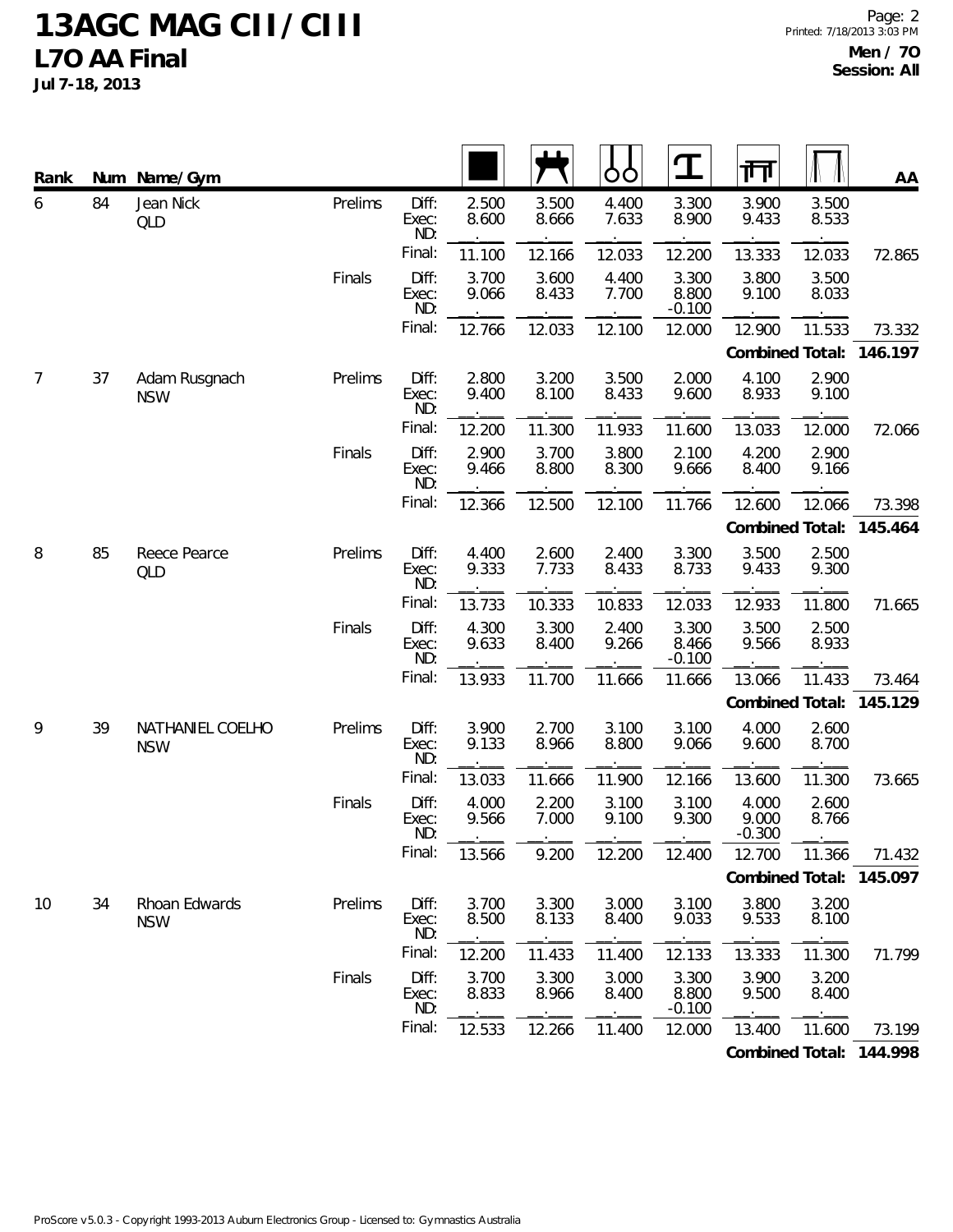# 13AGC MAG CII / CIII
## L7O AA Final

**Jul 7-18, 2013**

**Men / 7O**
**Session: All**

| Rank | Num | Name/Gym | Round | | Floor | Pommel Horse | Rings | Vault | Parallel Bars | High Bar | AA |
|---|---|---|---|---|---|---|---|---|---|---|---|
| 6 | 84 | Jean Nick QLD | Prelims | Diff: | 2.500 | 3.500 | 4.400 | 3.300 | 3.900 | 3.500 | |
| | | | | Exec: | 8.600 | 8.666 | 7.633 | 8.900 | 9.433 | 8.533 | |
| | | | | ND: | | | | | | | |
| | | | | Final: | 11.100 | 12.166 | 12.033 | 12.200 | 13.333 | 12.033 | 72.865 |
| | | | Finals | Diff: | 3.700 | 3.600 | 4.400 | 3.300 | 3.800 | 3.500 | |
| | | | | Exec: | 9.066 | 8.433 | 7.700 | 8.800 | 9.100 | 8.033 | |
| | | | | ND: | | | | -0.100 | | | |
| | | | | Final: | 12.766 | 12.033 | 12.100 | 12.000 | 12.900 | 11.533 | 73.332 |
| | | | | | | | | | **Combined Total:** | | **146.197** |
| 7 | 37 | Adam Rusgnach NSW | Prelims | Diff: | 2.800 | 3.200 | 3.500 | 2.000 | 4.100 | 2.900 | |
| | | | | Exec: | 9.400 | 8.100 | 8.433 | 9.600 | 8.933 | 9.100 | |
| | | | | ND: | | | | | | | |
| | | | | Final: | 12.200 | 11.300 | 11.933 | 11.600 | 13.033 | 12.000 | 72.066 |
| | | | Finals | Diff: | 2.900 | 3.700 | 3.800 | 2.100 | 4.200 | 2.900 | |
| | | | | Exec: | 9.466 | 8.800 | 8.300 | 9.666 | 8.400 | 9.166 | |
| | | | | ND: | | | | | | | |
| | | | | Final: | 12.366 | 12.500 | 12.100 | 11.766 | 12.600 | 12.066 | 73.398 |
| | | | | | | | | | **Combined Total:** | | **145.464** |
| 8 | 85 | Reece Pearce QLD | Prelims | Diff: | 4.400 | 2.600 | 2.400 | 3.300 | 3.500 | 2.500 | |
| | | | | Exec: | 9.333 | 7.733 | 8.433 | 8.733 | 9.433 | 9.300 | |
| | | | | ND: | | | | | | | |
| | | | | Final: | 13.733 | 10.333 | 10.833 | 12.033 | 12.933 | 11.800 | 71.665 |
| | | | Finals | Diff: | 4.300 | 3.300 | 2.400 | 3.300 | 3.500 | 2.500 | |
| | | | | Exec: | 9.633 | 8.400 | 9.266 | 8.466 | 9.566 | 8.933 | |
| | | | | ND: | | | | -0.100 | | | |
| | | | | Final: | 13.933 | 11.700 | 11.666 | 11.666 | 13.066 | 11.433 | 73.464 |
| | | | | | | | | | **Combined Total:** | | **145.129** |
| 9 | 39 | NATHANIEL COELHO NSW | Prelims | Diff: | 3.900 | 2.700 | 3.100 | 3.100 | 4.000 | 2.600 | |
| | | | | Exec: | 9.133 | 8.966 | 8.800 | 9.066 | 9.600 | 8.700 | |
| | | | | ND: | | | | | | | |
| | | | | Final: | 13.033 | 11.666 | 11.900 | 12.166 | 13.600 | 11.300 | 73.665 |
| | | | Finals | Diff: | 4.000 | 2.200 | 3.100 | 3.100 | 4.000 | 2.600 | |
| | | | | Exec: | 9.566 | 7.000 | 9.100 | 9.300 | 9.000 | 8.766 | |
| | | | | ND: | | | | | -0.300 | | |
| | | | | Final: | 13.566 | 9.200 | 12.200 | 12.400 | 12.700 | 11.366 | 71.432 |
| | | | | | | | | | **Combined Total:** | | **145.097** |
| 10 | 34 | Rhoan Edwards NSW | Prelims | Diff: | 3.700 | 3.300 | 3.000 | 3.100 | 3.800 | 3.200 | |
| | | | | Exec: | 8.500 | 8.133 | 8.400 | 9.033 | 9.533 | 8.100 | |
| | | | | ND: | | | | | | | |
| | | | | Final: | 12.200 | 11.433 | 11.400 | 12.133 | 13.333 | 11.300 | 71.799 |
| | | | Finals | Diff: | 3.700 | 3.300 | 3.000 | 3.300 | 3.900 | 3.200 | |
| | | | | Exec: | 8.833 | 8.966 | 8.400 | 8.800 | 9.500 | 8.400 | |
| | | | | ND: | | | | -0.100 | | | |
| | | | | Final: | 12.533 | 12.266 | 11.400 | 12.000 | 13.400 | 11.600 | 73.199 |
| | | | | | | | | | **Combined Total:** | | **144.998** |

ProScore v5.0.3 - Copyright 1993-2013 Auburn Electronics Group - Licensed to: Gymnastics Australia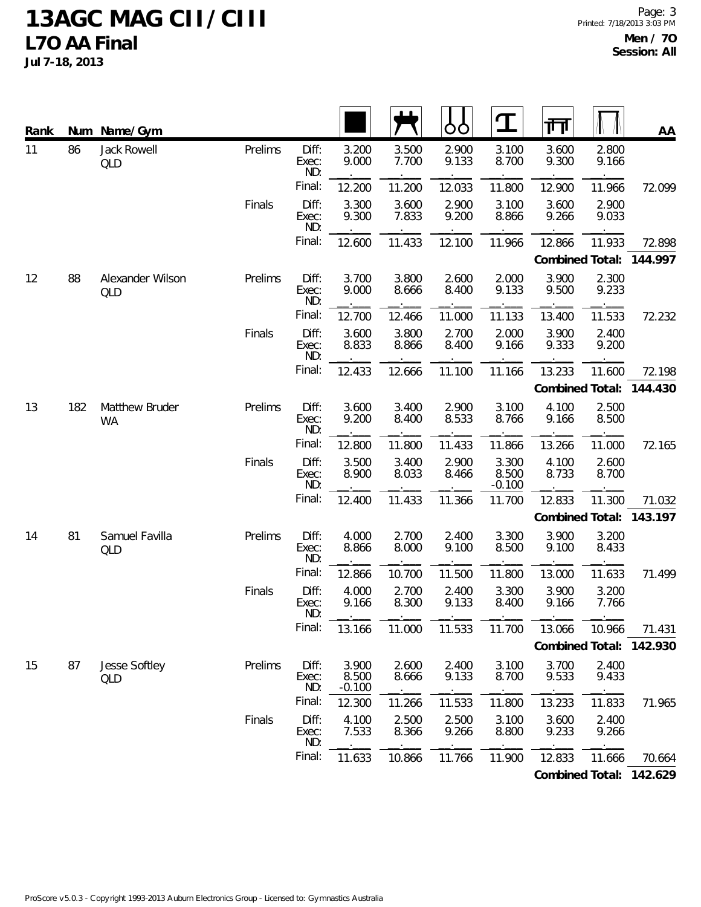# 13AGC MAG CII / CIII

## L7O AA Final

**Jul 7-18, 2013**

**Men / 7O**
**Session: All**

| Rank | Num | Name/Gym | | | Floor | Pommel Horse | Rings | Vault | Parallel Bars | High Bar | AA |
|---|---|---|---|---|---|---|---|---|---|---|---|
| 11 | 86 | Jack Rowell QLD | Prelims | Diff: | 3.200 | 3.500 | 2.900 | 3.100 | 3.600 | 2.800 | |
| | | | | Exec: | 9.000 | 7.700 | 9.133 | 8.700 | 9.300 | 9.166 | |
| | | | | ND: | | | | | | | |
| | | | | Final: | 12.200 | 11.200 | 12.033 | 11.800 | 12.900 | 11.966 | 72.099 |
| | | | Finals | Diff: | 3.300 | 3.600 | 2.900 | 3.100 | 3.600 | 2.900 | |
| | | | | Exec: | 9.300 | 7.833 | 9.200 | 8.866 | 9.266 | 9.033 | |
| | | | | ND: | | | | | | | |
| | | | | Final: | 12.600 | 11.433 | 12.100 | 11.966 | 12.866 | 11.933 | 72.898 |
| | | | | | | | | | | **Combined Total:** | **144.997** |
| 12 | 88 | Alexander Wilson QLD | Prelims | Diff: | 3.700 | 3.800 | 2.600 | 2.000 | 3.900 | 2.300 | |
| | | | | Exec: | 9.000 | 8.666 | 8.400 | 9.133 | 9.500 | 9.233 | |
| | | | | ND: | | | | | | | |
| | | | | Final: | 12.700 | 12.466 | 11.000 | 11.133 | 13.400 | 11.533 | 72.232 |
| | | | Finals | Diff: | 3.600 | 3.800 | 2.700 | 2.000 | 3.900 | 2.400 | |
| | | | | Exec: | 8.833 | 8.866 | 8.400 | 9.166 | 9.333 | 9.200 | |
| | | | | ND: | | | | | | | |
| | | | | Final: | 12.433 | 12.666 | 11.100 | 11.166 | 13.233 | 11.600 | 72.198 |
| | | | | | | | | | | **Combined Total:** | **144.430** |
| 13 | 182 | Matthew Bruder WA | Prelims | Diff: | 3.600 | 3.400 | 2.900 | 3.100 | 4.100 | 2.500 | |
| | | | | Exec: | 9.200 | 8.400 | 8.533 | 8.766 | 9.166 | 8.500 | |
| | | | | ND: | | | | | | | |
| | | | | Final: | 12.800 | 11.800 | 11.433 | 11.866 | 13.266 | 11.000 | 72.165 |
| | | | Finals | Diff: | 3.500 | 3.400 | 2.900 | 3.300 | 4.100 | 2.600 | |
| | | | | Exec: | 8.900 | 8.033 | 8.466 | 8.500 | 8.733 | 8.700 | |
| | | | | ND: | | | | -0.100 | | | |
| | | | | Final: | 12.400 | 11.433 | 11.366 | 11.700 | 12.833 | 11.300 | 71.032 |
| | | | | | | | | | | **Combined Total:** | **143.197** |
| 14 | 81 | Samuel Favilla QLD | Prelims | Diff: | 4.000 | 2.700 | 2.400 | 3.300 | 3.900 | 3.200 | |
| | | | | Exec: | 8.866 | 8.000 | 9.100 | 8.500 | 9.100 | 8.433 | |
| | | | | ND: | | | | | | | |
| | | | | Final: | 12.866 | 10.700 | 11.500 | 11.800 | 13.000 | 11.633 | 71.499 |
| | | | Finals | Diff: | 4.000 | 2.700 | 2.400 | 3.300 | 3.900 | 3.200 | |
| | | | | Exec: | 9.166 | 8.300 | 9.133 | 8.400 | 9.166 | 7.766 | |
| | | | | ND: | | | | | | | |
| | | | | Final: | 13.166 | 11.000 | 11.533 | 11.700 | 13.066 | 10.966 | 71.431 |
| | | | | | | | | | | **Combined Total:** | **142.930** |
| 15 | 87 | Jesse Softley QLD | Prelims | Diff: | 3.900 | 2.600 | 2.400 | 3.100 | 3.700 | 2.400 | |
| | | | | Exec: | 8.500 | 8.666 | 9.133 | 8.700 | 9.533 | 9.433 | |
| | | | | ND: | -0.100 | | | | | | |
| | | | | Final: | 12.300 | 11.266 | 11.533 | 11.800 | 13.233 | 11.833 | 71.965 |
| | | | Finals | Diff: | 4.100 | 2.500 | 2.500 | 3.100 | 3.600 | 2.400 | |
| | | | | Exec: | 7.533 | 8.366 | 9.266 | 8.800 | 9.233 | 9.266 | |
| | | | | ND: | | | | | | | |
| | | | | Final: | 11.633 | 10.866 | 11.766 | 11.900 | 12.833 | 11.666 | 70.664 |
| | | | | | | | | | | **Combined Total:** | **142.629** |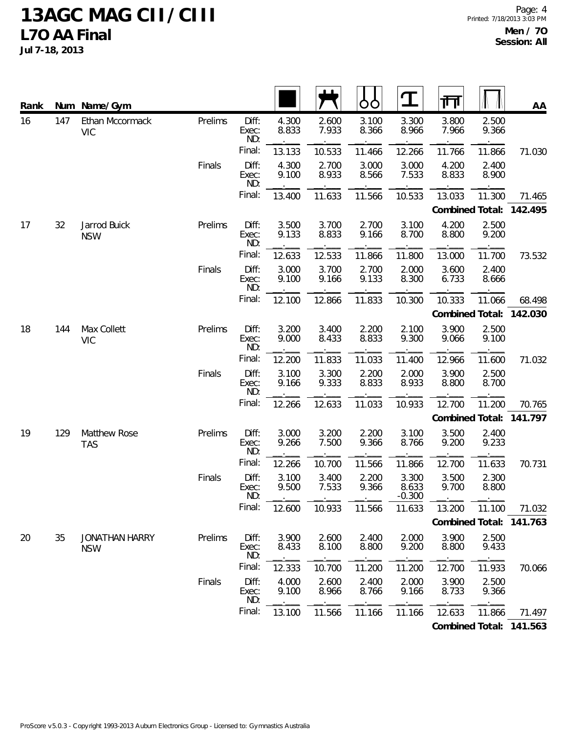# 13AGC MAG CII / CIII

## L7O AA Final

**Jul 7-18, 2013**

**Men / 7O**
**Session: All**

| Rank | Num | Name / Gym | | | Floor | Pommel Horse | Rings | Vault | Parallel Bars | High Bar | AA |
|---|---|---|---|---|---|---|---|---|---|---|---|
| 16 | 147 | Ethan Mccormack VIC | Prelims | Diff: | 4.300 | 2.600 | 3.100 | 3.300 | 3.800 | 2.500 | |
| | | | | Exec: | 8.833 | 7.933 | 8.366 | 8.966 | 7.966 | 9.366 | |
| | | | | ND: | | | | | | | |
| | | | | Final: | 13.133 | 10.533 | 11.466 | 12.266 | 11.766 | 11.866 | 71.030 |
| | | | Finals | Diff: | 4.300 | 2.700 | 3.000 | 3.000 | 4.200 | 2.400 | |
| | | | | Exec: | 9.100 | 8.933 | 8.566 | 7.533 | 8.833 | 8.900 | |
| | | | | ND: | | | | | | | |
| | | | | Final: | 13.400 | 11.633 | 11.566 | 10.533 | 13.033 | 11.300 | 71.465 |
| | | | | | | | | | **Combined Total:** | | **142.495** |
| 17 | 32 | Jarrod Buick NSW | Prelims | Diff: | 3.500 | 3.700 | 2.700 | 3.100 | 4.200 | 2.500 | |
| | | | | Exec: | 9.133 | 8.833 | 9.166 | 8.700 | 8.800 | 9.200 | |
| | | | | ND: | | | | | | | |
| | | | | Final: | 12.633 | 12.533 | 11.866 | 11.800 | 13.000 | 11.700 | 73.532 |
| | | | Finals | Diff: | 3.000 | 3.700 | 2.700 | 2.000 | 3.600 | 2.400 | |
| | | | | Exec: | 9.100 | 9.166 | 9.133 | 8.300 | 6.733 | 8.666 | |
| | | | | ND: | | | | | | | |
| | | | | Final: | 12.100 | 12.866 | 11.833 | 10.300 | 10.333 | 11.066 | 68.498 |
| | | | | | | | | | **Combined Total:** | | **142.030** |
| 18 | 144 | Max Collett VIC | Prelims | Diff: | 3.200 | 3.400 | 2.200 | 2.100 | 3.900 | 2.500 | |
| | | | | Exec: | 9.000 | 8.433 | 8.833 | 9.300 | 9.066 | 9.100 | |
| | | | | ND: | | | | | | | |
| | | | | Final: | 12.200 | 11.833 | 11.033 | 11.400 | 12.966 | 11.600 | 71.032 |
| | | | Finals | Diff: | 3.100 | 3.300 | 2.200 | 2.000 | 3.900 | 2.500 | |
| | | | | Exec: | 9.166 | 9.333 | 8.833 | 8.933 | 8.800 | 8.700 | |
| | | | | ND: | | | | | | | |
| | | | | Final: | 12.266 | 12.633 | 11.033 | 10.933 | 12.700 | 11.200 | 70.765 |
| | | | | | | | | | **Combined Total:** | | **141.797** |
| 19 | 129 | Matthew Rose TAS | Prelims | Diff: | 3.000 | 3.200 | 2.200 | 3.100 | 3.500 | 2.400 | |
| | | | | Exec: | 9.266 | 7.500 | 9.366 | 8.766 | 9.200 | 9.233 | |
| | | | | ND: | | | | | | | |
| | | | | Final: | 12.266 | 10.700 | 11.566 | 11.866 | 12.700 | 11.633 | 70.731 |
| | | | Finals | Diff: | 3.100 | 3.400 | 2.200 | 3.300 | 3.500 | 2.300 | |
| | | | | Exec: | 9.500 | 7.533 | 9.366 | 8.633 | 9.700 | 8.800 | |
| | | | | ND: | | | | -0.300 | | | |
| | | | | Final: | 12.600 | 10.933 | 11.566 | 11.633 | 13.200 | 11.100 | 71.032 |
| | | | | | | | | | **Combined Total:** | | **141.763** |
| 20 | 35 | JONATHAN HARRY NSW | Prelims | Diff: | 3.900 | 2.600 | 2.400 | 2.000 | 3.900 | 2.500 | |
| | | | | Exec: | 8.433 | 8.100 | 8.800 | 9.200 | 8.800 | 9.433 | |
| | | | | ND: | | | | | | | |
| | | | | Final: | 12.333 | 10.700 | 11.200 | 11.200 | 12.700 | 11.933 | 70.066 |
| | | | Finals | Diff: | 4.000 | 2.600 | 2.400 | 2.000 | 3.900 | 2.500 | |
| | | | | Exec: | 9.100 | 8.966 | 8.766 | 9.166 | 8.733 | 9.366 | |
| | | | | ND: | | | | | | | |
| | | | | Final: | 13.100 | 11.566 | 11.166 | 11.166 | 12.633 | 11.866 | 71.497 |
| | | | | | | | | | **Combined Total:** | | **141.563** |

ProScore v5.0.3 - Copyright 1993-2013 Auburn Electronics Group - Licensed to: Gymnastics Australia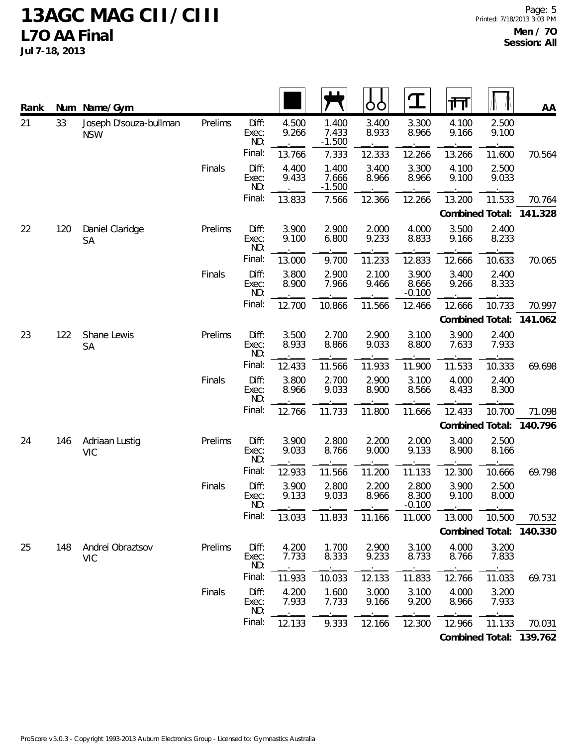# 13AGC MAG CII / CIII
## L7O AA Final
**Jul 7-18, 2013**

**Men / 7O**
**Session: All**

| Rank | Num | Name/Gym | | | Floor | Pommel Horse | Rings | Vault | Parallel Bars | High Bar | AA |
|---|---|---|---|---|---|---|---|---|---|---|---|
| 21 | 33 | Joseph D'souza-bullman NSW | Prelims | Diff: | 4.500 | 1.400 | 3.400 | 3.300 | 4.100 | 2.500 | |
| | | | | Exec: | 9.266 | 7.433 | 8.933 | 8.966 | 9.166 | 9.100 | |
| | | | | ND: | . | -1.500 | . | . | . | . | |
| | | | | Final: | 13.766 | 7.333 | 12.333 | 12.266 | 13.266 | 11.600 | 70.564 |
| | | | Finals | Diff: | 4.400 | 1.400 | 3.400 | 3.300 | 4.100 | 2.500 | |
| | | | | Exec: | 9.433 | 7.666 | 8.966 | 8.966 | 9.100 | 9.033 | |
| | | | | ND: | . | -1.500 | . | . | . | . | |
| | | | | Final: | 13.833 | 7.566 | 12.366 | 12.266 | 13.200 | 11.533 | 70.764 |
| | | | | | | | | | | **Combined Total:** | **141.328** |
| 22 | 120 | Daniel Claridge SA | Prelims | Diff: | 3.900 | 2.900 | 2.000 | 4.000 | 3.500 | 2.400 | |
| | | | | Exec: | 9.100 | 6.800 | 9.233 | 8.833 | 9.166 | 8.233 | |
| | | | | ND: | . | . | . | . | . | . | |
| | | | | Final: | 13.000 | 9.700 | 11.233 | 12.833 | 12.666 | 10.633 | 70.065 |
| | | | Finals | Diff: | 3.800 | 2.900 | 2.100 | 3.900 | 3.400 | 2.400 | |
| | | | | Exec: | 8.900 | 7.966 | 9.466 | 8.666 | 9.266 | 8.333 | |
| | | | | ND: | . | . | . | -0.100 | . | . | |
| | | | | Final: | 12.700 | 10.866 | 11.566 | 12.466 | 12.666 | 10.733 | 70.997 |
| | | | | | | | | | | **Combined Total:** | **141.062** |
| 23 | 122 | Shane Lewis SA | Prelims | Diff: | 3.500 | 2.700 | 2.900 | 3.100 | 3.900 | 2.400 | |
| | | | | Exec: | 8.933 | 8.866 | 9.033 | 8.800 | 7.633 | 7.933 | |
| | | | | ND: | . | . | . | . | . | . | |
| | | | | Final: | 12.433 | 11.566 | 11.933 | 11.900 | 11.533 | 10.333 | 69.698 |
| | | | Finals | Diff: | 3.800 | 2.700 | 2.900 | 3.100 | 4.000 | 2.400 | |
| | | | | Exec: | 8.966 | 9.033 | 8.900 | 8.566 | 8.433 | 8.300 | |
| | | | | ND: | . | . | . | . | . | . | |
| | | | | Final: | 12.766 | 11.733 | 11.800 | 11.666 | 12.433 | 10.700 | 71.098 |
| | | | | | | | | | | **Combined Total:** | **140.796** |
| 24 | 146 | Adriaan Lustig VIC | Prelims | Diff: | 3.900 | 2.800 | 2.200 | 2.000 | 3.400 | 2.500 | |
| | | | | Exec: | 9.033 | 8.766 | 9.000 | 9.133 | 8.900 | 8.166 | |
| | | | | ND: | . | . | . | . | . | . | |
| | | | | Final: | 12.933 | 11.566 | 11.200 | 11.133 | 12.300 | 10.666 | 69.798 |
| | | | Finals | Diff: | 3.900 | 2.800 | 2.200 | 2.800 | 3.900 | 2.500 | |
| | | | | Exec: | 9.133 | 9.033 | 8.966 | 8.300 | 9.100 | 8.000 | |
| | | | | ND: | . | . | . | -0.100 | . | . | |
| | | | | Final: | 13.033 | 11.833 | 11.166 | 11.000 | 13.000 | 10.500 | 70.532 |
| | | | | | | | | | | **Combined Total:** | **140.330** |
| 25 | 148 | Andrei Obraztsov VIC | Prelims | Diff: | 4.200 | 1.700 | 2.900 | 3.100 | 4.000 | 3.200 | |
| | | | | Exec: | 7.733 | 8.333 | 9.233 | 8.733 | 8.766 | 7.833 | |
| | | | | ND: | . | . | . | . | . | . | |
| | | | | Final: | 11.933 | 10.033 | 12.133 | 11.833 | 12.766 | 11.033 | 69.731 |
| | | | Finals | Diff: | 4.200 | 1.600 | 3.000 | 3.100 | 4.000 | 3.200 | |
| | | | | Exec: | 7.933 | 7.733 | 9.166 | 9.200 | 8.966 | 7.933 | |
| | | | | ND: | . | . | . | . | . | . | |
| | | | | Final: | 12.133 | 9.333 | 12.166 | 12.300 | 12.966 | 11.133 | 70.031 |
| | | | | | | | | | | **Combined Total:** | **139.762** |

ProScore v5.0.3 - Copyright 1993-2013 Auburn Electronics Group - Licensed to: Gymnastics Australia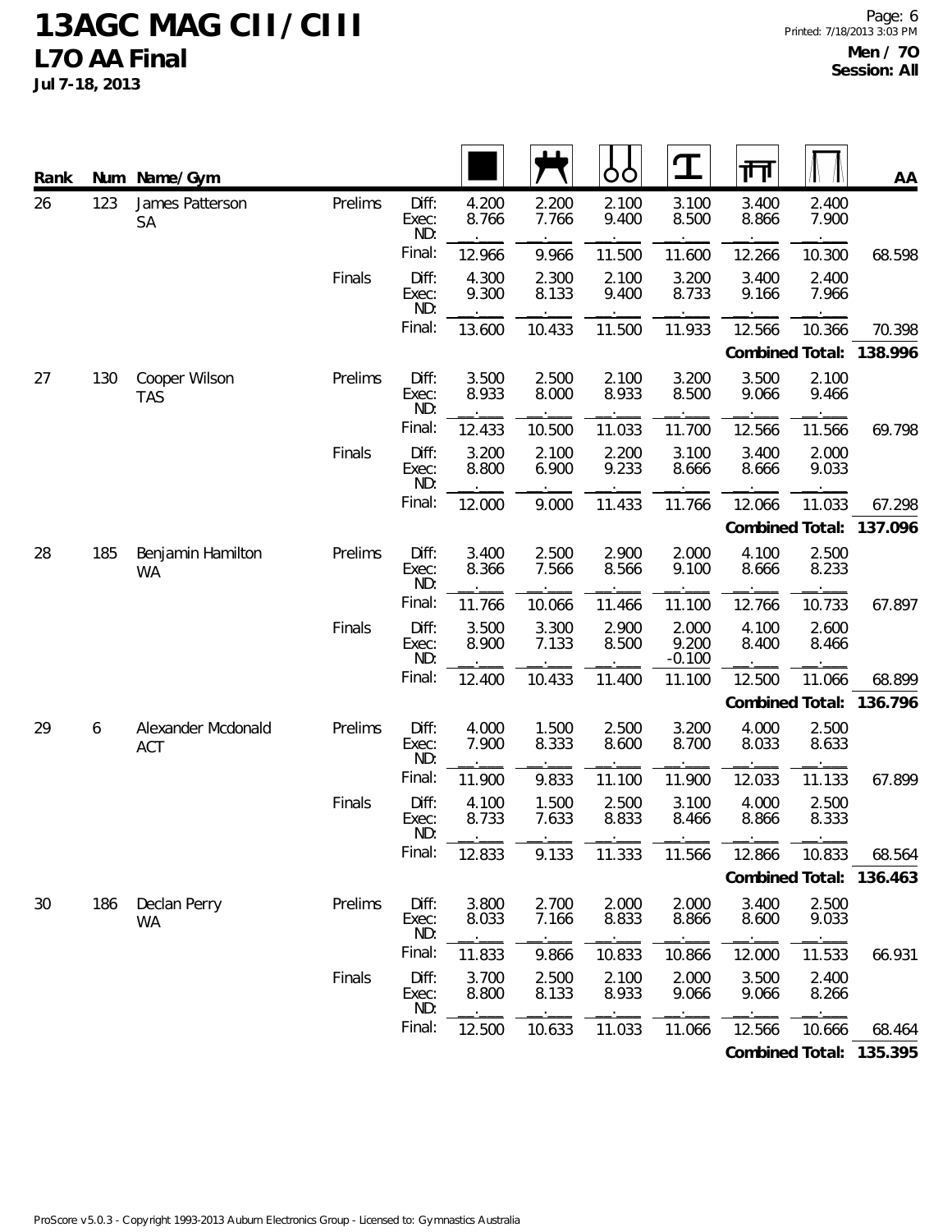# 13AGC MAG CII / CIII

## L7O AA Final

**Jul 7-18, 2013**

**Men / 7O**
**Session: All**

| Rank | Num | Name/Gym | | | Floor | Pommel Horse | Rings | Vault | Parallel Bars | High Bar | AA |
|---|---|---|---|---|---|---|---|---|---|---|---|
| 26 | 123 | James Patterson SA | Prelims | Diff: | 4.200 | 2.200 | 2.100 | 3.100 | 3.400 | 2.400 | |
| | | | | Exec: | 8.766 | 7.766 | 9.400 | 8.500 | 8.866 | 7.900 | |
| | | | | ND: | | | | | | | |
| | | | | Final: | 12.966 | 9.966 | 11.500 | 11.600 | 12.266 | 10.300 | 68.598 |
| | | | Finals | Diff: | 4.300 | 2.300 | 2.100 | 3.200 | 3.400 | 2.400 | |
| | | | | Exec: | 9.300 | 8.133 | 9.400 | 8.733 | 9.166 | 7.966 | |
| | | | | ND: | | | | | | | |
| | | | | Final: | 13.600 | 10.433 | 11.500 | 11.933 | 12.566 | 10.366 | 70.398 |
| | | | | | | | | | **Combined Total:** | | **138.996** |
| 27 | 130 | Cooper Wilson TAS | Prelims | Diff: | 3.500 | 2.500 | 2.100 | 3.200 | 3.500 | 2.100 | |
| | | | | Exec: | 8.933 | 8.000 | 8.933 | 8.500 | 9.066 | 9.466 | |
| | | | | ND: | | | | | | | |
| | | | | Final: | 12.433 | 10.500 | 11.033 | 11.700 | 12.566 | 11.566 | 69.798 |
| | | | Finals | Diff: | 3.200 | 2.100 | 2.200 | 3.100 | 3.400 | 2.000 | |
| | | | | Exec: | 8.800 | 6.900 | 9.233 | 8.666 | 8.666 | 9.033 | |
| | | | | ND: | | | | | | | |
| | | | | Final: | 12.000 | 9.000 | 11.433 | 11.766 | 12.066 | 11.033 | 67.298 |
| | | | | | | | | | **Combined Total:** | | **137.096** |
| 28 | 185 | Benjamin Hamilton WA | Prelims | Diff: | 3.400 | 2.500 | 2.900 | 2.000 | 4.100 | 2.500 | |
| | | | | Exec: | 8.366 | 7.566 | 8.566 | 9.100 | 8.666 | 8.233 | |
| | | | | ND: | | | | | | | |
| | | | | Final: | 11.766 | 10.066 | 11.466 | 11.100 | 12.766 | 10.733 | 67.897 |
| | | | Finals | Diff: | 3.500 | 3.300 | 2.900 | 2.000 | 4.100 | 2.600 | |
| | | | | Exec: | 8.900 | 7.133 | 8.500 | 9.200 | 8.400 | 8.466 | |
| | | | | ND: | | | | -0.100 | | | |
| | | | | Final: | 12.400 | 10.433 | 11.400 | 11.100 | 12.500 | 11.066 | 68.899 |
| | | | | | | | | | **Combined Total:** | | **136.796** |
| 29 | 6 | Alexander Mcdonald ACT | Prelims | Diff: | 4.000 | 1.500 | 2.500 | 3.200 | 4.000 | 2.500 | |
| | | | | Exec: | 7.900 | 8.333 | 8.600 | 8.700 | 8.033 | 8.633 | |
| | | | | ND: | | | | | | | |
| | | | | Final: | 11.900 | 9.833 | 11.100 | 11.900 | 12.033 | 11.133 | 67.899 |
| | | | Finals | Diff: | 4.100 | 1.500 | 2.500 | 3.100 | 4.000 | 2.500 | |
| | | | | Exec: | 8.733 | 7.633 | 8.833 | 8.466 | 8.866 | 8.333 | |
| | | | | ND: | | | | | | | |
| | | | | Final: | 12.833 | 9.133 | 11.333 | 11.566 | 12.866 | 10.833 | 68.564 |
| | | | | | | | | | **Combined Total:** | | **136.463** |
| 30 | 186 | Declan Perry WA | Prelims | Diff: | 3.800 | 2.700 | 2.000 | 2.000 | 3.400 | 2.500 | |
| | | | | Exec: | 8.033 | 7.166 | 8.833 | 8.866 | 8.600 | 9.033 | |
| | | | | ND: | | | | | | | |
| | | | | Final: | 11.833 | 9.866 | 10.833 | 10.866 | 12.000 | 11.533 | 66.931 |
| | | | Finals | Diff: | 3.700 | 2.500 | 2.100 | 2.000 | 3.500 | 2.400 | |
| | | | | Exec: | 8.800 | 8.133 | 8.933 | 9.066 | 9.066 | 8.266 | |
| | | | | ND: | | | | | | | |
| | | | | Final: | 12.500 | 10.633 | 11.033 | 11.066 | 12.566 | 10.666 | 68.464 |
| | | | | | | | | | **Combined Total:** | | **135.395** |

ProScore v5.0.3 - Copyright 1993-2013 Auburn Electronics Group - Licensed to: Gymnastics Australia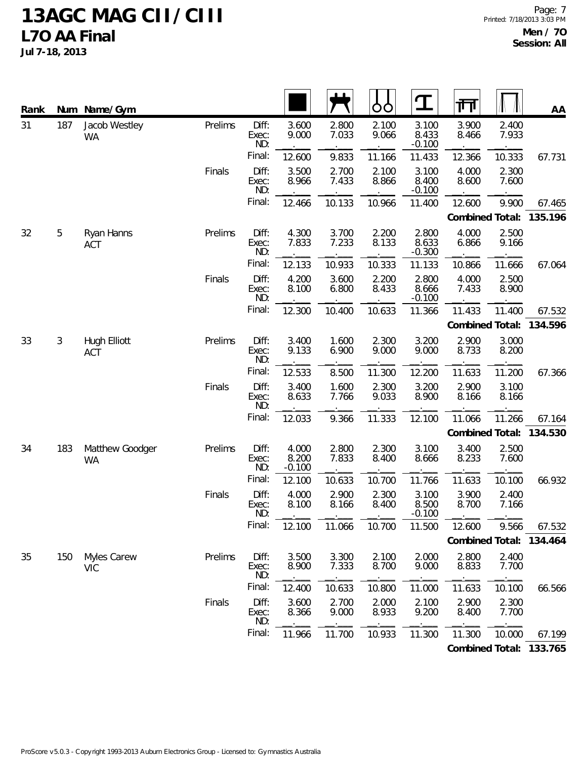# 13AGC MAG CII / CIII

## L7O AA Final

**Jul 7-18, 2013**

**Men / 7O**
**Session: All**

| Rank | Num | Name/Gym | Round | | Floor | Pommel Horse | Rings | Vault | Parallel Bars | High Bar | AA |
|---|---|---|---|---|---|---|---|---|---|---|---|
| 31 | 187 | Jacob Westley WA | Prelims | Diff: | 3.600 | 2.800 | 2.100 | 3.100 | 3.900 | 2.400 | |
| | | | | Exec: | 9.000 | 7.033 | 9.066 | 8.433 | 8.466 | 7.933 | |
| | | | | ND: | | | | -0.100 | | | |
| | | | | Final: | 12.600 | 9.833 | 11.166 | 11.433 | 12.366 | 10.333 | 67.731 |
| | | | Finals | Diff: | 3.500 | 2.700 | 2.100 | 3.100 | 4.000 | 2.300 | |
| | | | | Exec: | 8.966 | 7.433 | 8.866 | 8.400 | 8.600 | 7.600 | |
| | | | | ND: | | | | -0.100 | | | |
| | | | | Final: | 12.466 | 10.133 | 10.966 | 11.400 | 12.600 | 9.900 | 67.465 |
| | | | | | | | | | | **Combined Total:** | **135.196** |
| 32 | 5 | Ryan Hanns ACT | Prelims | Diff: | 4.300 | 3.700 | 2.200 | 2.800 | 4.000 | 2.500 | |
| | | | | Exec: | 7.833 | 7.233 | 8.133 | 8.633 | 6.866 | 9.166 | |
| | | | | ND: | | | | -0.300 | | | |
| | | | | Final: | 12.133 | 10.933 | 10.333 | 11.133 | 10.866 | 11.666 | 67.064 |
| | | | Finals | Diff: | 4.200 | 3.600 | 2.200 | 2.800 | 4.000 | 2.500 | |
| | | | | Exec: | 8.100 | 6.800 | 8.433 | 8.666 | 7.433 | 8.900 | |
| | | | | ND: | | | | -0.100 | | | |
| | | | | Final: | 12.300 | 10.400 | 10.633 | 11.366 | 11.433 | 11.400 | 67.532 |
| | | | | | | | | | | **Combined Total:** | **134.596** |
| 33 | 3 | Hugh Elliott ACT | Prelims | Diff: | 3.400 | 1.600 | 2.300 | 3.200 | 2.900 | 3.000 | |
| | | | | Exec: | 9.133 | 6.900 | 9.000 | 9.000 | 8.733 | 8.200 | |
| | | | | ND: | | | | | | | |
| | | | | Final: | 12.533 | 8.500 | 11.300 | 12.200 | 11.633 | 11.200 | 67.366 |
| | | | Finals | Diff: | 3.400 | 1.600 | 2.300 | 3.200 | 2.900 | 3.100 | |
| | | | | Exec: | 8.633 | 7.766 | 9.033 | 8.900 | 8.166 | 8.166 | |
| | | | | ND: | | | | | | | |
| | | | | Final: | 12.033 | 9.366 | 11.333 | 12.100 | 11.066 | 11.266 | 67.164 |
| | | | | | | | | | | **Combined Total:** | **134.530** |
| 34 | 183 | Matthew Goodger WA | Prelims | Diff: | 4.000 | 2.800 | 2.300 | 3.100 | 3.400 | 2.500 | |
| | | | | Exec: | 8.200 | 7.833 | 8.400 | 8.666 | 8.233 | 7.600 | |
| | | | | ND: | -0.100 | | | | | | |
| | | | | Final: | 12.100 | 10.633 | 10.700 | 11.766 | 11.633 | 10.100 | 66.932 |
| | | | Finals | Diff: | 4.000 | 2.900 | 2.300 | 3.100 | 3.900 | 2.400 | |
| | | | | Exec: | 8.100 | 8.166 | 8.400 | 8.500 | 8.700 | 7.166 | |
| | | | | ND: | | | | -0.100 | | | |
| | | | | Final: | 12.100 | 11.066 | 10.700 | 11.500 | 12.600 | 9.566 | 67.532 |
| | | | | | | | | | | **Combined Total:** | **134.464** |
| 35 | 150 | Myles Carew VIC | Prelims | Diff: | 3.500 | 3.300 | 2.100 | 2.000 | 2.800 | 2.400 | |
| | | | | Exec: | 8.900 | 7.333 | 8.700 | 9.000 | 8.833 | 7.700 | |
| | | | | ND: | | | | | | | |
| | | | | Final: | 12.400 | 10.633 | 10.800 | 11.000 | 11.633 | 10.100 | 66.566 |
| | | | Finals | Diff: | 3.600 | 2.700 | 2.000 | 2.100 | 2.900 | 2.300 | |
| | | | | Exec: | 8.366 | 9.000 | 8.933 | 9.200 | 8.400 | 7.700 | |
| | | | | ND: | | | | | | | |
| | | | | Final: | 11.966 | 11.700 | 10.933 | 11.300 | 11.300 | 10.000 | 67.199 |
| | | | | | | | | | | **Combined Total:** | **133.765** |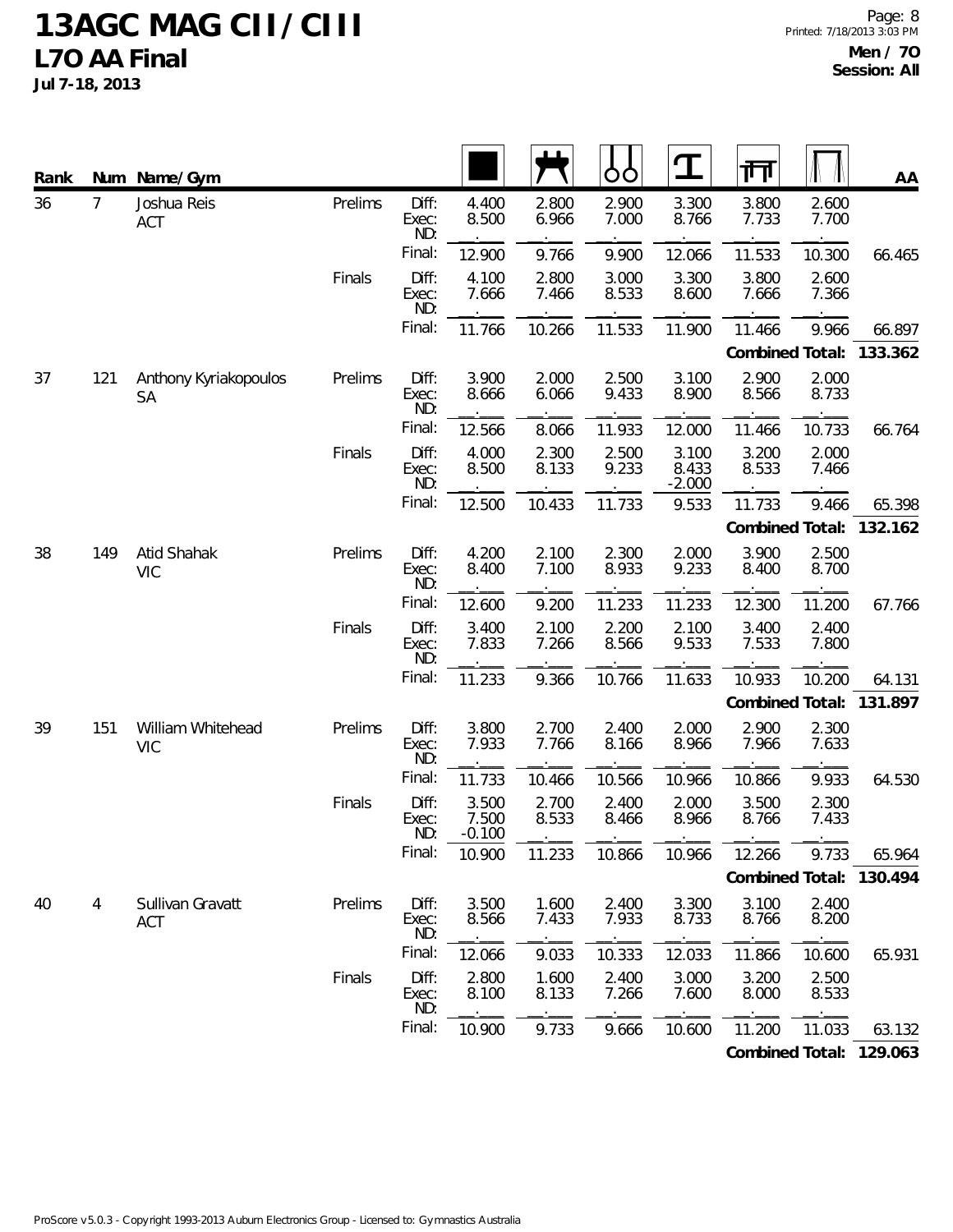# 13AGC MAG CII / CIII
## L7O AA Final
**Jul 7-18, 2013**

**Men / 7O**
**Session: All**

| Rank | Num | Name/Gym | Round | | Floor | Pommel Horse | Rings | Vault | Parallel Bars | High Bar | AA |
|---|---|---|---|---|---|---|---|---|---|---|---|
| 36 | 7 | Joshua Reis ACT | Prelims | Diff: | 4.400 | 2.800 | 2.900 | 3.300 | 3.800 | 2.600 | |
| | | | | Exec: | 8.500 | 6.966 | 7.000 | 8.766 | 7.733 | 7.700 | |
| | | | | ND: | | | | | | | |
| | | | | Final: | 12.900 | 9.766 | 9.900 | 12.066 | 11.533 | 10.300 | 66.465 |
| | | | Finals | Diff: | 4.100 | 2.800 | 3.000 | 3.300 | 3.800 | 2.600 | |
| | | | | Exec: | 7.666 | 7.466 | 8.533 | 8.600 | 7.666 | 7.366 | |
| | | | | ND: | | | | | | | |
| | | | | Final: | 11.766 | 10.266 | 11.533 | 11.900 | 11.466 | 9.966 | 66.897 |
| | | | | | | | | | **Combined Total:** | | **133.362** |
| 37 | 121 | Anthony Kyriakopoulos SA | Prelims | Diff: | 3.900 | 2.000 | 2.500 | 3.100 | 2.900 | 2.000 | |
| | | | | Exec: | 8.666 | 6.066 | 9.433 | 8.900 | 8.566 | 8.733 | |
| | | | | ND: | | | | | | | |
| | | | | Final: | 12.566 | 8.066 | 11.933 | 12.000 | 11.466 | 10.733 | 66.764 |
| | | | Finals | Diff: | 4.000 | 2.300 | 2.500 | 3.100 | 3.200 | 2.000 | |
| | | | | Exec: | 8.500 | 8.133 | 9.233 | 8.433 | 8.533 | 7.466 | |
| | | | | ND: | | | | -2.000 | | | |
| | | | | Final: | 12.500 | 10.433 | 11.733 | 9.533 | 11.733 | 9.466 | 65.398 |
| | | | | | | | | | **Combined Total:** | | **132.162** |
| 38 | 149 | Atid Shahak VIC | Prelims | Diff: | 4.200 | 2.100 | 2.300 | 2.000 | 3.900 | 2.500 | |
| | | | | Exec: | 8.400 | 7.100 | 8.933 | 9.233 | 8.400 | 8.700 | |
| | | | | ND: | | | | | | | |
| | | | | Final: | 12.600 | 9.200 | 11.233 | 11.233 | 12.300 | 11.200 | 67.766 |
| | | | Finals | Diff: | 3.400 | 2.100 | 2.200 | 2.100 | 3.400 | 2.400 | |
| | | | | Exec: | 7.833 | 7.266 | 8.566 | 9.533 | 7.533 | 7.800 | |
| | | | | ND: | | | | | | | |
| | | | | Final: | 11.233 | 9.366 | 10.766 | 11.633 | 10.933 | 10.200 | 64.131 |
| | | | | | | | | | **Combined Total:** | | **131.897** |
| 39 | 151 | William Whitehead VIC | Prelims | Diff: | 3.800 | 2.700 | 2.400 | 2.000 | 2.900 | 2.300 | |
| | | | | Exec: | 7.933 | 7.766 | 8.166 | 8.966 | 7.966 | 7.633 | |
| | | | | ND: | | | | | | | |
| | | | | Final: | 11.733 | 10.466 | 10.566 | 10.966 | 10.866 | 9.933 | 64.530 |
| | | | Finals | Diff: | 3.500 | 2.700 | 2.400 | 2.000 | 3.500 | 2.300 | |
| | | | | Exec: | 7.500 | 8.533 | 8.466 | 8.966 | 8.766 | 7.433 | |
| | | | | ND: | -0.100 | | | | | | |
| | | | | Final: | 10.900 | 11.233 | 10.866 | 10.966 | 12.266 | 9.733 | 65.964 |
| | | | | | | | | | **Combined Total:** | | **130.494** |
| 40 | 4 | Sullivan Gravatt ACT | Prelims | Diff: | 3.500 | 1.600 | 2.400 | 3.300 | 3.100 | 2.400 | |
| | | | | Exec: | 8.566 | 7.433 | 7.933 | 8.733 | 8.766 | 8.200 | |
| | | | | ND: | | | | | | | |
| | | | | Final: | 12.066 | 9.033 | 10.333 | 12.033 | 11.866 | 10.600 | 65.931 |
| | | | Finals | Diff: | 2.800 | 1.600 | 2.400 | 3.000 | 3.200 | 2.500 | |
| | | | | Exec: | 8.100 | 8.133 | 7.266 | 7.600 | 8.000 | 8.533 | |
| | | | | ND: | | | | | | | |
| | | | | Final: | 10.900 | 9.733 | 9.666 | 10.600 | 11.200 | 11.033 | 63.132 |
| | | | | | | | | | **Combined Total:** | | **129.063** |

ProScore v5.0.3 - Copyright 1993-2013 Auburn Electronics Group - Licensed to: Gymnastics Australia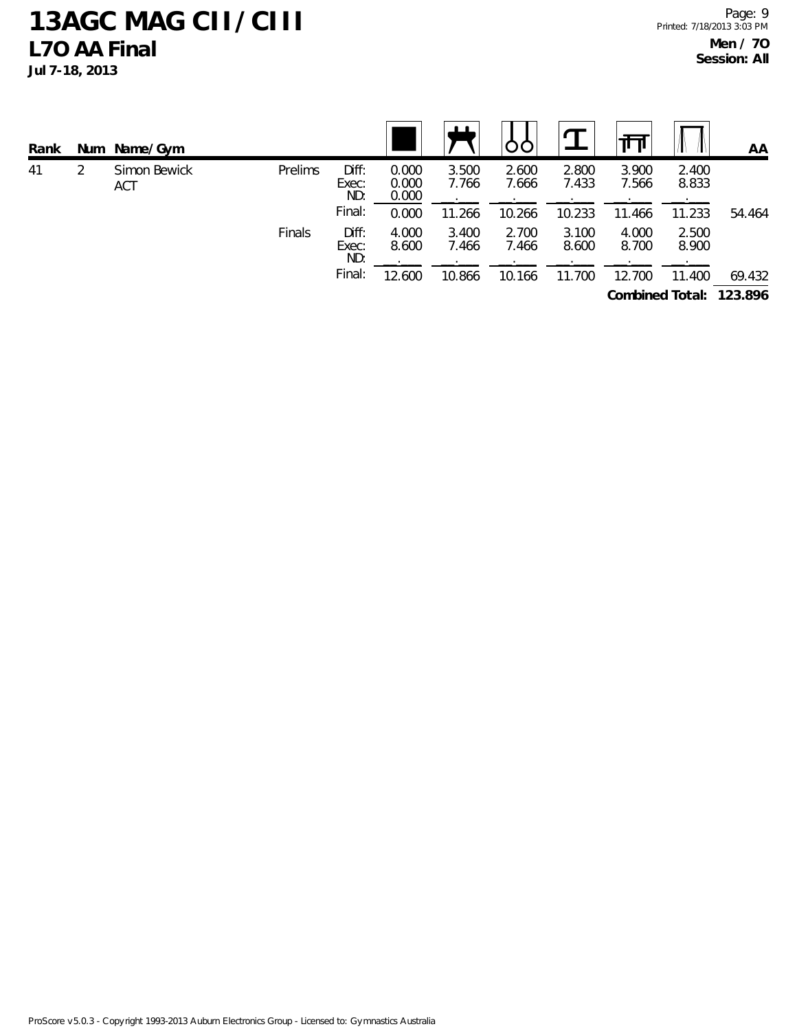# 13AGC MAG CII / CIII

## L7O AA Final

**Jul 7-18, 2013**

**Men / 7O**
**Session: All**

| Rank | Num | Name/Gym | | | Floor | Pommel Horse | Rings | Vault | Parallel Bars | High Bar | AA |
|---|---|---|---|---|---|---|---|---|---|---|---|
| 41 | 2 | Simon Bewick ACT | Prelims | Diff: | 0.000 | 3.500 | 2.600 | 2.800 | 3.900 | 2.400 | |
| | | | | Exec: | 0.000 | 7.766 | 7.666 | 7.433 | 7.566 | 8.833 | |
| | | | | ND: | 0.000 | . | . | . | . | . | |
| | | | | Final: | 0.000 | 11.266 | 10.266 | 10.233 | 11.466 | 11.233 | 54.464 |
| | | | Finals | Diff: | 4.000 | 3.400 | 2.700 | 3.100 | 4.000 | 2.500 | |
| | | | | Exec: | 8.600 | 7.466 | 7.466 | 8.600 | 8.700 | 8.900 | |
| | | | | ND: | . | . | . | . | . | . | |
| | | | | Final: | 12.600 | 10.866 | 10.166 | 11.700 | 12.700 | 11.400 | 69.432 |
| | | | | | | | | | | **Combined Total:** | **123.896** |

ProScore v5.0.3 - Copyright 1993-2013 Auburn Electronics Group - Licensed to: Gymnastics Australia